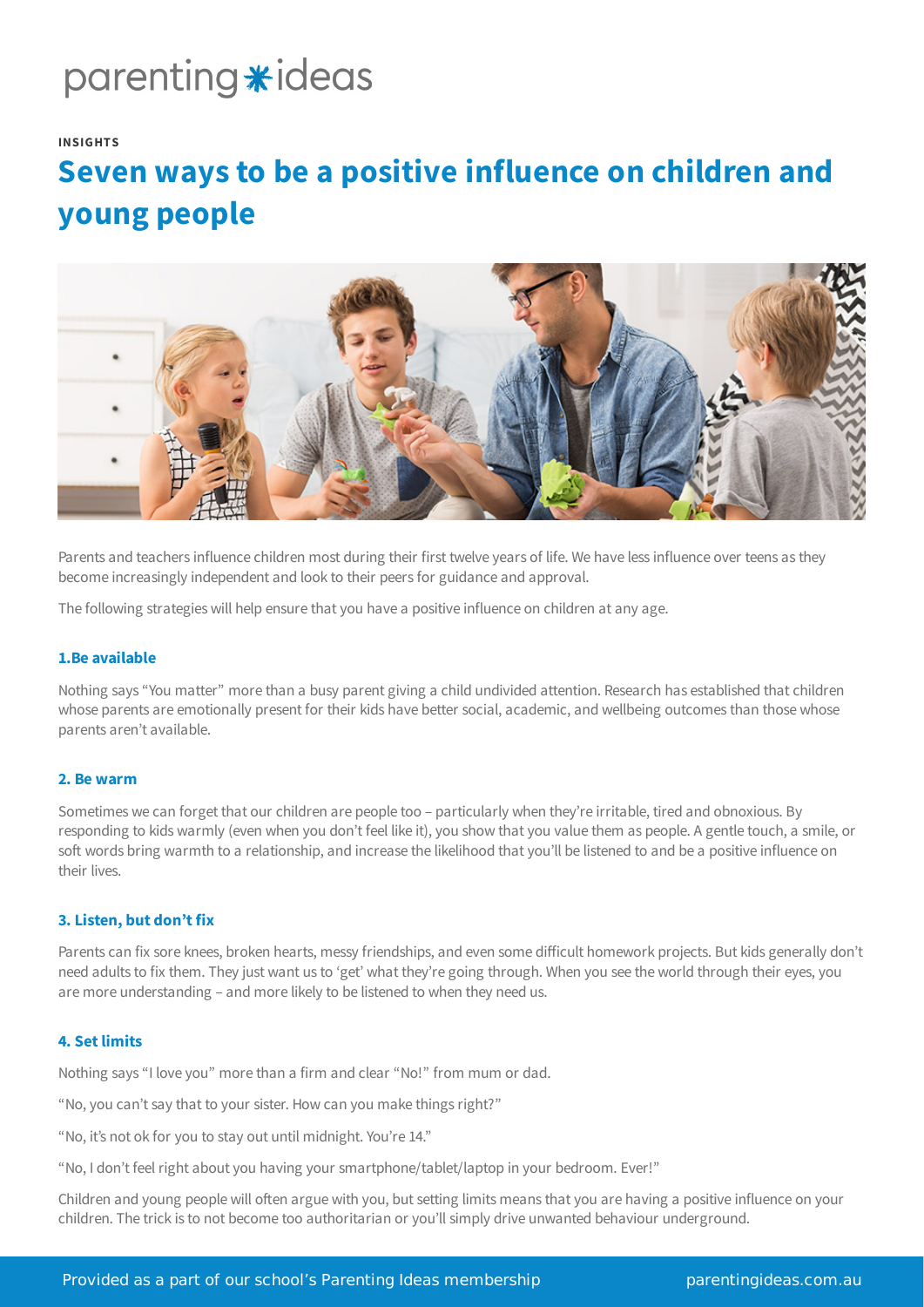parenting ideas

INSIGHTS

# Seven ways to be a positive influence on children and young people

Parents and teachers influence children most during their first twelve years of life. We have less influence over teens as they become increasingly independent and look to their peers for guidance and approval.

The following strategies will help ensure that you have a positive influence on children at any age.

### 1.Be available

Nothing says "You matter" more than a busy parent giving a child undivided attention. Research has established that children whose parents are emotionally present for their kids have better social, academic, and wellbeing outcomes than those whose parents aren't available.

### 2. Be warm

Sometimes we can forget that our children are people too – particularly when they're irritable, tired and obnoxious. By responding to kids warmly (even when you don't feel like it), you show that you value them as people. A gentle touch, a smile, or soft words bring warmth to a relationship, and increase the likelihood that you'll be listened to and be a positive influence on their lives.

### 3. Listen, but don't fix

Parents can fix sore knees, broken hearts, messy friendships, and even some difficult homework projects. But kids generally don't need adults to fix them. They just want us to 'get' what they're going through. When you see the world through their eyes, you are more understanding – and more likely to be listened to when they need us.

### 4. Set limits

Nothing says "I love you" more than a firm and clear "No!" from mum or dad.

"No, you can't say that to your sister. How can you make things right?"

"No, it's not ok for you to stay out until midnight. You're 14."

"No, I don't feel right about you having your smartphone/tablet/laptop in your bedroom. Ever!"

Children and young people will often argue with you, but setting limits means that you are having a positive influence on your children. The trick is to not become too authoritarian or you'll simply drive unwanted behaviour underground.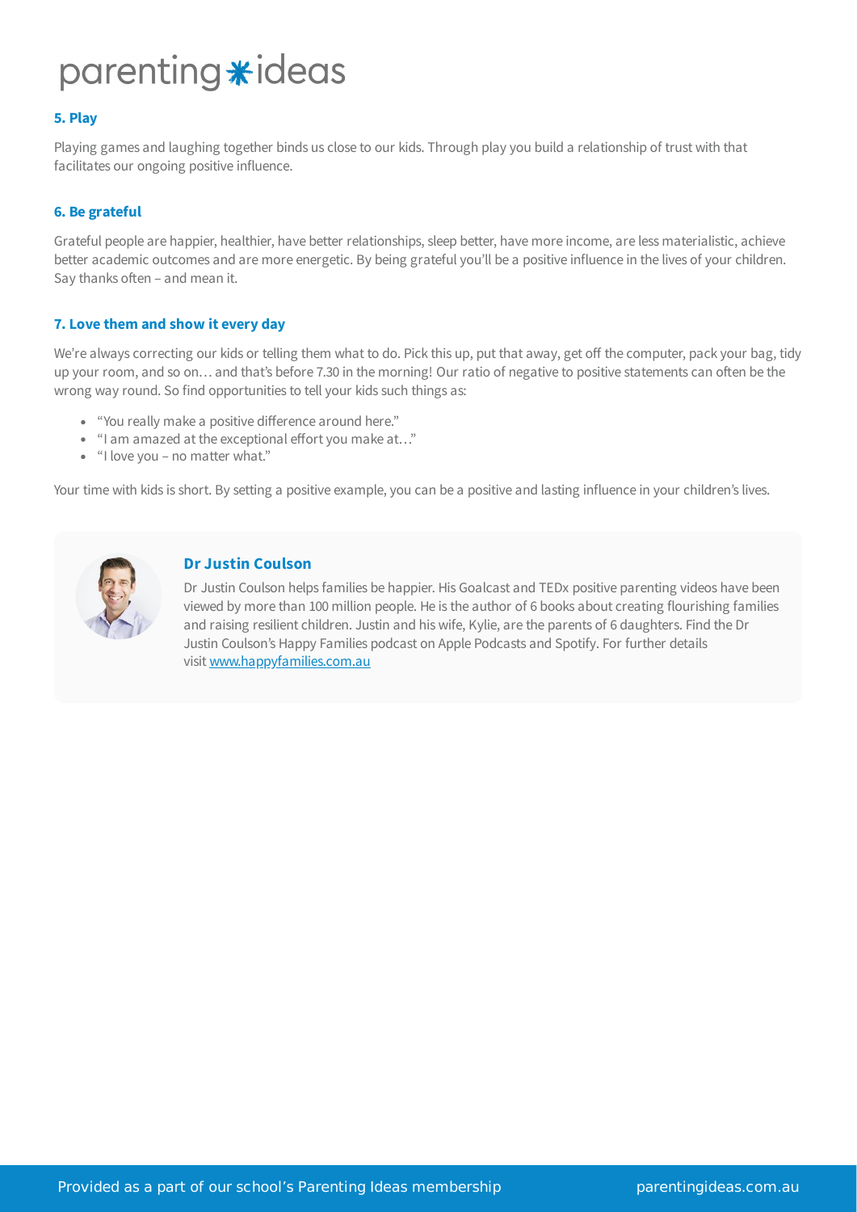### 5. Play

Playing games and laughing together binds us close to our kids. Through play you build a relationship of trust with that facilitates our ongoing positive influence.

### 6. Be grateful

Grateful people are happier, healthier, have better relationships, sleep better, have more income, are less materialistic, achieve better academic outcomes and are more energetic. By being grateful you'll be a positive influence in the lives of your children. Say thanks often – and mean it.

### 7. Love them and show it every day

We're always correcting our kids or telling them what to do. Pick this up, put that away, get off the computer, pack your bag, tidy up your room, and so on… and that's before 7.30 in the morning! Our ratio of negative to positive statements can often be the wrong way round. So find opportunities to tell your kids such things as:

- "You really make a positive difference around here."
- "I am amazed at the exceptional effort you make at…"
- "I love you – no matter what."

Your time with kids is short. By setting a positive example, you can be a positive and lasting influence in your children's lives.

### Dr Justin Coulson

Dr Justin Coulson helps families be happier. His Goalcast and TEDx positive parenting videos have been viewed by more than 100 million people. He is the author of 6 books about creating flourishing families and raising resilient children. Justin and his wife, Kylie, are the parents of 6 daughters. Find the Dr Justin Coulson's Happy Families podcast on Apple Podcasts and Spotify. For further details visit [www.happyfamilies.com.au](http://www.happyfamilies.com.au)

Provided as a part of our school's Parenting Ideas membership

parentingideas.com.au